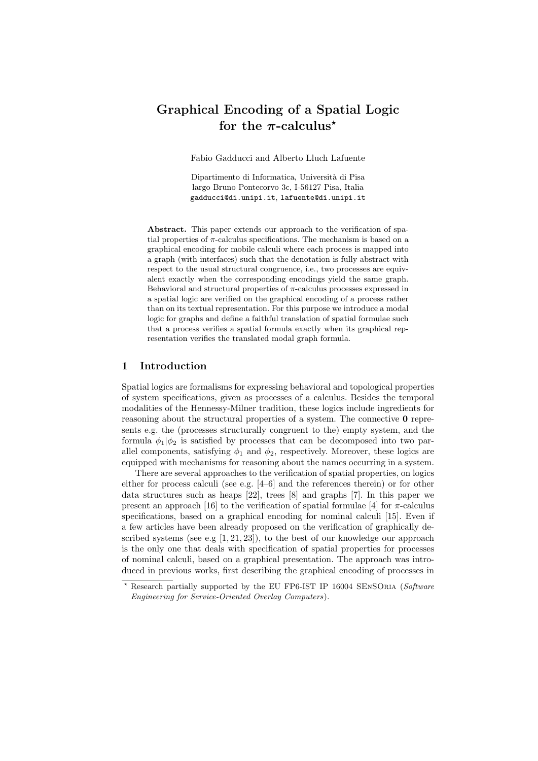# Graphical Encoding of a Spatial Logic for the $\pi$-calculus*

Fabio Gadducci and Alberto Lluch Lafuente

Dipartimento di Informatica, Università di Pisa
largo Bruno Pontecorvo 3c, I-56127 Pisa, Italia
gadducci@di.unipi.it, lafuente@di.unipi.it

**Abstract.** This paper extends our approach to the verification of spatial properties of $\pi$-calculus specifications. The mechanism is based on a graphical encoding for mobile calculi where each process is mapped into a graph (with interfaces) such that the denotation is fully abstract with respect to the usual structural congruence, i.e., two processes are equivalent exactly when the corresponding encodings yield the same graph. Behavioral and structural properties of $\pi$-calculus processes expressed in a spatial logic are verified on the graphical encoding of a process rather than on its textual representation. For this purpose we introduce a modal logic for graphs and define a faithful translation of spatial formulae such that a process verifies a spatial formula exactly when its graphical representation verifies the translated modal graph formula.

## 1 Introduction

Spatial logics are formalisms for expressing behavioral and topological properties of system specifications, given as processes of a calculus. Besides the temporal modalities of the Hennessy-Milner tradition, these logics include ingredients for reasoning about the structural properties of a system. The connective $\mathbf{0}$ represents e.g. the (processes structurally congruent to the) empty system, and the formula $\phi_1|\phi_2$ is satisfied by processes that can be decomposed into two parallel components, satisfying $\phi_1$ and $\phi_2$, respectively. Moreover, these logics are equipped with mechanisms for reasoning about the names occurring in a system.

There are several approaches to the verification of spatial properties, on logics either for process calculi (see e.g. [4–6] and the references therein) or for other data structures such as heaps [22], trees [8] and graphs [7]. In this paper we present an approach [16] to the verification of spatial formulae [4] for $\pi$-calculus specifications, based on a graphical encoding for nominal calculi [15]. Even if a few articles have been already proposed on the verification of graphically described systems (see e.g [1, 21, 23]), to the best of our knowledge our approach is the only one that deals with specification of spatial properties for processes of nominal calculi, based on a graphical presentation. The approach was introduced in previous works, first describing the graphical encoding of processes in

* Research partially supported by the EU FP6-IST IP 16004 SenSOria (*Software Engineering for Service-Oriented Overlay Computers*).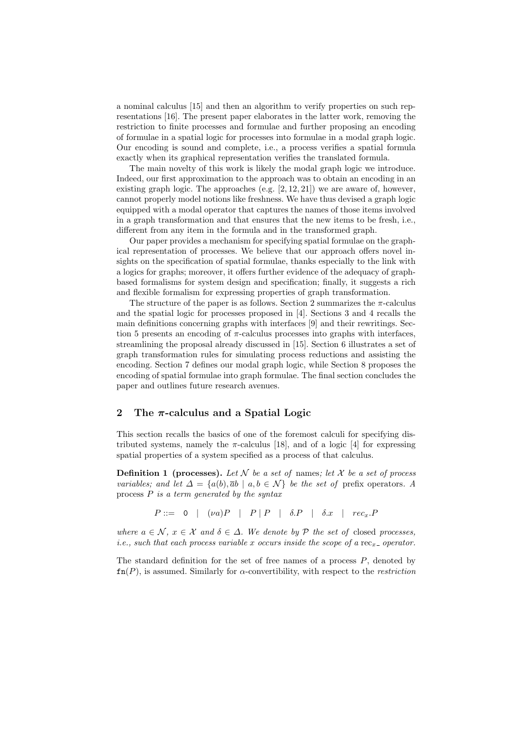a nominal calculus [15] and then an algorithm to verify properties on such representations [16]. The present paper elaborates in the latter work, removing the restriction to finite processes and formulae and further proposing an encoding of formulae in a spatial logic for processes into formulae in a modal graph logic. Our encoding is sound and complete, i.e., a process verifies a spatial formula exactly when its graphical representation verifies the translated formula.

The main novelty of this work is likely the modal graph logic we introduce. Indeed, our first approximation to the approach was to obtain an encoding in an existing graph logic. The approaches (e.g. [2, 12, 21]) we are aware of, however, cannot properly model notions like freshness. We have thus devised a graph logic equipped with a modal operator that captures the names of those items involved in a graph transformation and that ensures that the new items to be fresh, i.e., different from any item in the formula and in the transformed graph.

Our paper provides a mechanism for specifying spatial formulae on the graphical representation of processes. We believe that our approach offers novel insights on the specification of spatial formulae, thanks especially to the link with a logics for graphs; moreover, it offers further evidence of the adequacy of graph-based formalisms for system design and specification; finally, it suggests a rich and flexible formalism for expressing properties of graph transformation.

The structure of the paper is as follows. Section 2 summarizes the $\pi$-calculus and the spatial logic for processes proposed in [4]. Sections 3 and 4 recalls the main definitions concerning graphs with interfaces [9] and their rewritings. Section 5 presents an encoding of $\pi$-calculus processes into graphs with interfaces, streamlining the proposal already discussed in [15]. Section 6 illustrates a set of graph transformation rules for simulating process reductions and assisting the encoding. Section 7 defines our modal graph logic, while Section 8 proposes the encoding of spatial formulae into graph formulae. The final section concludes the paper and outlines future research avenues.

## 2 The $\pi$-calculus and a Spatial Logic

This section recalls the basics of one of the foremost calculi for specifying distributed systems, namely the $\pi$-calculus [18], and of a logic [4] for expressing spatial properties of a system specified as a process of that calculus.

**Definition 1 (processes).** *Let $\mathcal{N}$ be a set of* names*; let $\mathcal{X}$ be a set of process variables; and let $\Delta = \{a(b), \overline{a}b \mid a, b \in \mathcal{N}\}$ be the set of* prefix operators*. A* process *$P$ is a term generated by the syntax*

$$P ::= \mathtt{0} \quad | \quad (\nu a)P \quad | \quad P \mid P \quad | \quad \delta.P \quad | \quad \delta.x \quad | \quad rec_x.P$$

*where $a \in \mathcal{N}$, $x \in \mathcal{X}$ and $\delta \in \Delta$. We denote by $\mathcal{P}$ the set of* closed *processes, i.e., such that each process variable $x$ occurs inside the scope of a $\mathrm{rec}_{x\_}$ operator.*

The standard definition for the set of free names of a process $P$, denoted by $\mathtt{fn}(P)$, is assumed. Similarly for $\alpha$-convertibility, with respect to the *restriction*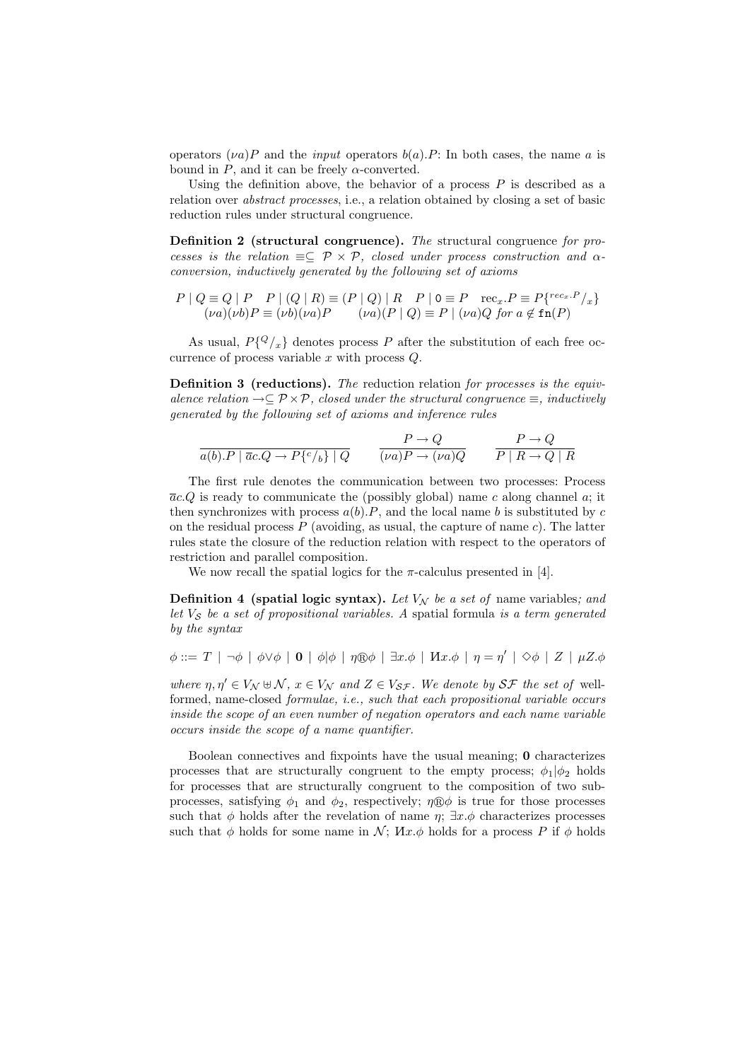operators $(\nu a)P$ and the *input* operators $b(a).P$: In both cases, the name $a$ is bound in $P$, and it can be freely $\alpha$-converted.

Using the definition above, the behavior of a process $P$ is described as a relation over *abstract processes*, i.e., a relation obtained by closing a set of basic reduction rules under structural congruence.

**Definition 2 (structural congruence).** *The* structural congruence *for processes is the relation* $\equiv \subseteq \mathcal{P} \times \mathcal{P}$, *closed under process construction and* $\alpha$-*conversion, inductively generated by the following set of axioms*

$$P \mid Q \equiv Q \mid P \quad P \mid (Q \mid R) \equiv (P \mid Q) \mid R \quad P \mid \mathtt{0} \equiv P \quad \mathrm{rec}_x.P \equiv P\{^{rec_x.P}/_x\}$$
$$(\nu a)(\nu b)P \equiv (\nu b)(\nu a)P \qquad (\nu a)(P \mid Q) \equiv P \mid (\nu a)Q \text{ for } a \notin \mathtt{fn}(P)$$

As usual, $P\{^Q/_x\}$ denotes process $P$ after the substitution of each free occurrence of process variable $x$ with process $Q$.

**Definition 3 (reductions).** *The* reduction relation *for processes is the equivalence relation* $\rightarrow \subseteq \mathcal{P} \times \mathcal{P}$, *closed under the structural congruence* $\equiv$, *inductively generated by the following set of axioms and inference rules*

$$\frac{}{a(b).P \mid \overline{a}c.Q \rightarrow P\{^c/_b\} \mid Q} \qquad \frac{P \rightarrow Q}{(\nu a)P \rightarrow (\nu a)Q} \qquad \frac{P \rightarrow Q}{P \mid R \rightarrow Q \mid R}$$

The first rule denotes the communication between two processes: Process $\overline{a}c.Q$ is ready to communicate the (possibly global) name $c$ along channel $a$; it then synchronizes with process $a(b).P$, and the local name $b$ is substituted by $c$ on the residual process $P$ (avoiding, as usual, the capture of name $c$). The latter rules state the closure of the reduction relation with respect to the operators of restriction and parallel composition.

We now recall the spatial logics for the $\pi$-calculus presented in [4].

**Definition 4 (spatial logic syntax).** *Let* $V_{\mathcal{N}}$ *be a set of* name variables*; and let* $V_{\mathcal{S}}$ *be a set of propositional variables. A* spatial formula *is a term generated by the syntax*

$$\phi ::= T \mid \neg\phi \mid \phi \vee \phi \mid \mathbf{0} \mid \phi|\phi \mid \eta \circledR \phi \mid \exists x.\phi \mid \text{И}x.\phi \mid \eta = \eta' \mid \diamond\phi \mid Z \mid \mu Z.\phi$$

*where* $\eta, \eta' \in V_{\mathcal{N}} \uplus \mathcal{N}$, $x \in V_{\mathcal{N}}$ *and* $Z \in V_{\mathcal{SF}}$. *We denote by* $\mathcal{SF}$ *the set of* well-formed, name-closed *formulae, i.e., such that each propositional variable occurs inside the scope of an even number of negation operators and each name variable occurs inside the scope of a name quantifier.*

Boolean connectives and fixpoints have the usual meaning; $\mathbf{0}$ characterizes processes that are structurally congruent to the empty process; $\phi_1|\phi_2$ holds for processes that are structurally congruent to the composition of two subprocesses, satisfying $\phi_1$ and $\phi_2$, respectively; $\eta \circledR \phi$ is true for those processes such that $\phi$ holds after the revelation of name $\eta$; $\exists x.\phi$ characterizes processes such that $\phi$ holds for some name in $\mathcal{N}$; $\text{И}x.\phi$ holds for a process $P$ if $\phi$ holds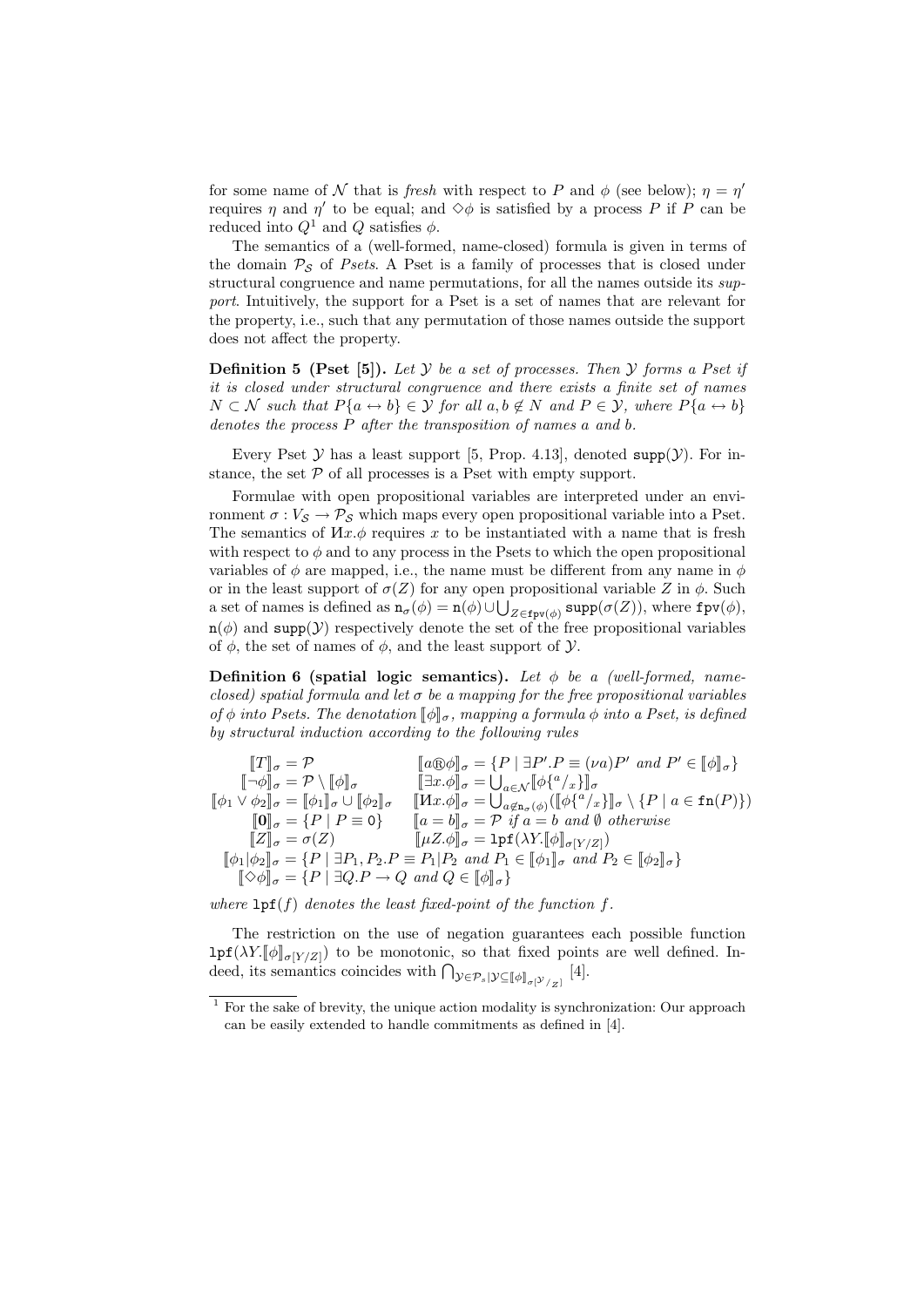for some name of $\mathcal{N}$ that is *fresh* with respect to $P$ and $\phi$ (see below); $\eta = \eta'$ requires $\eta$ and $\eta'$ to be equal; and $\Diamond\phi$ is satisfied by a process $P$ if $P$ can be reduced into $Q$[1] and $Q$ satisfies $\phi$.

The semantics of a (well-formed, name-closed) formula is given in terms of the domain $\mathcal{P}_{\mathcal{S}}$ of *Psets*. A Pset is a family of processes that is closed under structural congruence and name permutations, for all the names outside its *support*. Intuitively, the support for a Pset is a set of names that are relevant for the property, i.e., such that any permutation of those names outside the support does not affect the property.

**Definition 5 (Pset [5]).** *Let $\mathcal{Y}$ be a set of processes. Then $\mathcal{Y}$ forms a Pset if it is closed under structural congruence and there exists a finite set of names $N \subset \mathcal{N}$ such that $P\{a \leftrightarrow b\} \in \mathcal{Y}$ for all $a, b \notin N$ and $P \in \mathcal{Y}$, where $P\{a \leftrightarrow b\}$ denotes the process $P$ after the transposition of names $a$ and $b$.*

Every Pset $\mathcal{Y}$ has a least support [5, Prop. 4.13], denoted $\mathtt{supp}(\mathcal{Y})$. For instance, the set $\mathcal{P}$ of all processes is a Pset with empty support.

Formulae with open propositional variables are interpreted under an environment $\sigma : V_{\mathcal{S}} \to \mathcal{P}_{\mathcal{S}}$ which maps every open propositional variable into a Pset. The semantics of $\text{И}x.\phi$ requires $x$ to be instantiated with a name that is fresh with respect to $\phi$ and to any process in the Psets to which the open propositional variables of $\phi$ are mapped, i.e., the name must be different from any name in $\phi$ or in the least support of $\sigma(Z)$ for any open propositional variable $Z$ in $\phi$. Such a set of names is defined as $\mathtt{n}_\sigma(\phi) = \mathtt{n}(\phi) \cup \bigcup_{Z \in \mathtt{fpv}(\phi)} \mathtt{supp}(\sigma(Z))$, where $\mathtt{fpv}(\phi)$, $\mathtt{n}(\phi)$ and $\mathtt{supp}(\mathcal{Y})$ respectively denote the set of the free propositional variables of $\phi$, the set of names of $\phi$, and the least support of $\mathcal{Y}$.

**Definition 6 (spatial logic semantics).** *Let $\phi$ be a (well-formed, name-closed) spatial formula and let $\sigma$ be a mapping for the free propositional variables of $\phi$ into Psets. The denotation $[\![\phi]\!]_\sigma$, mapping a formula $\phi$ into a Pset, is defined by structural induction according to the following rules*

$$
\begin{array}{ll}
[\![T]\!]_\sigma = \mathcal{P} & [\![a \circledR \phi]\!]_\sigma = \{P \mid \exists P'.P \equiv (\nu a)P' \text{ and } P' \in [\![\phi]\!]_\sigma\} \\
[\![\neg\phi]\!]_\sigma = \mathcal{P} \setminus [\![\phi]\!]_\sigma & [\![\exists x.\phi]\!]_\sigma = \bigcup_{a \in \mathcal{N}} [\![\phi\{^a/_x\}]\!]_\sigma \\
[\![\phi_1 \vee \phi_2]\!]_\sigma = [\![\phi_1]\!]_\sigma \cup [\![\phi_2]\!]_\sigma & [\![\text{И}x.\phi]\!]_\sigma = \bigcup_{a \notin \mathtt{n}_\sigma(\phi)} ([\![\phi\{^a/_x\}]\!]_\sigma \setminus \{P \mid a \in \mathtt{fn}(P)\}) \\
[\![\mathbf{0}]\!]_\sigma = \{P \mid P \equiv \mathtt{0}\} & [\![a = b]\!]_\sigma = \mathcal{P} \text{ if } a = b \text{ and } \emptyset \text{ otherwise} \\
[\![Z]\!]_\sigma = \sigma(Z) & [\![\mu Z.\phi]\!]_\sigma = \mathtt{lpf}(\lambda Y.[\![\phi]\!]_{\sigma[Y/Z]}) \\
\multicolumn{2}{l}{[\![\phi_1 | \phi_2]\!]_\sigma = \{P \mid \exists P_1, P_2.P \equiv P_1 | P_2 \text{ and } P_1 \in [\![\phi_1]\!]_\sigma \text{ and } P_2 \in [\![\phi_2]\!]_\sigma\}} \\
\multicolumn{2}{l}{[\![\Diamond\phi]\!]_\sigma = \{P \mid \exists Q.P \to Q \text{ and } Q \in [\![\phi]\!]_\sigma\}}
\end{array}
$$

*where $\mathtt{lpf}(f)$ denotes the least fixed-point of the function $f$.*

The restriction on the use of negation guarantees each possible function $\mathtt{lpf}(\lambda Y.[\![\phi]\!]_{\sigma[Y/Z]})$ to be monotonic, so that fixed points are well defined. Indeed, its semantics coincides with $\bigcap_{\mathcal{Y} \in \mathcal{P}_s | \mathcal{Y} \subseteq [\![\phi]\!]_{\sigma[\mathcal{Y}/Z]}}$ [4].

---

[1] For the sake of brevity, the unique action modality is synchronization: Our approach can be easily extended to handle commitments as defined in [4].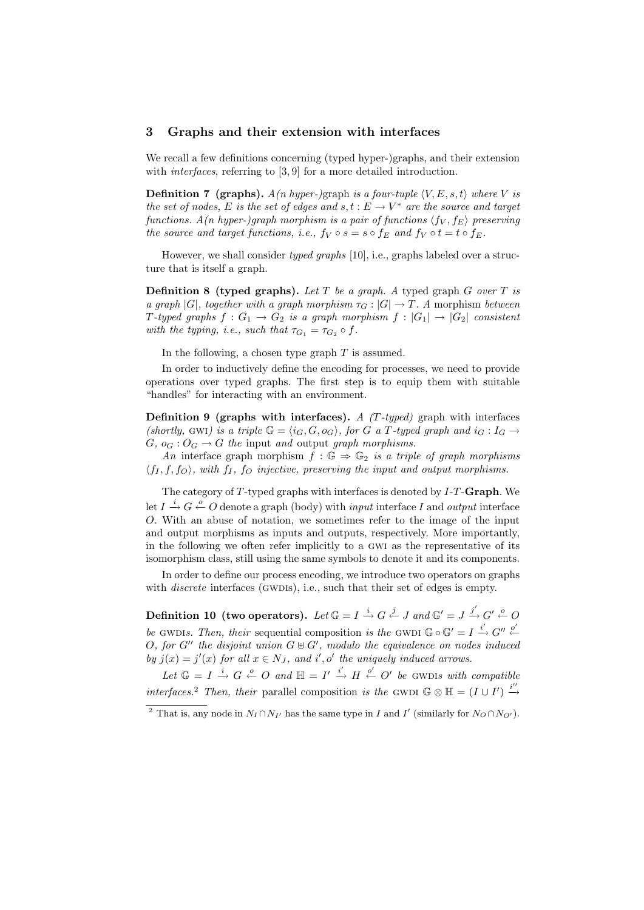## 3 Graphs and their extension with interfaces

We recall a few definitions concerning (typed hyper-)graphs, and their extension with *interfaces*, referring to [3, 9] for a more detailed introduction.

**Definition 7 (graphs).** *A(n hyper-)*graph *is a four-tuple $\langle V, E, s, t\rangle$ where $V$ is the set of nodes, $E$ is the set of edges and $s, t : E \to V^*$ are the source and target functions. A(n hyper-)graph morphism is a pair of functions $\langle f_V, f_E\rangle$ preserving the source and target functions, i.e., $f_V \circ s = s \circ f_E$ and $f_V \circ t = t \circ f_E$.*

However, we shall consider *typed graphs* [10], i.e., graphs labeled over a structure that is itself a graph.

**Definition 8 (typed graphs).** *Let $T$ be a graph. A* typed graph *$G$ over $T$ is a graph $|G|$, together with a graph morphism $\tau_G : |G| \to T$. A* morphism *between $T$-typed graphs $f : G_1 \to G_2$ is a graph morphism $f : |G_1| \to |G_2|$ consistent with the typing, i.e., such that $\tau_{G_1} = \tau_{G_2} \circ f$.*

In the following, a chosen type graph $T$ is assumed.

In order to inductively define the encoding for processes, we need to provide operations over typed graphs. The first step is to equip them with suitable "handles" for interacting with an environment.

**Definition 9 (graphs with interfaces).** *A ($T$-typed)* graph with interfaces *(shortly,* GWI*) is a triple $\mathbb{G} = \langle i_G, G, o_G\rangle$, for $G$ a $T$-typed graph and $i_G : I_G \to G$, $o_G : O_G \to G$ the* input *and* output *graph morphisms.*

*An* interface graph morphism *$f : \mathbb{G} \Rightarrow \mathbb{G}_2$ is a triple of graph morphisms $\langle f_I, f, f_O\rangle$, with $f_I$, $f_O$ injective, preserving the input and output morphisms.*

The category of $T$-typed graphs with interfaces is denoted by $I$-$T$-**Graph**. We let $I \xrightarrow{i} G \xleftarrow{o} O$ denote a graph (body) with *input* interface $I$ and *output* interface $O$. With an abuse of notation, we sometimes refer to the image of the input and output morphisms as inputs and outputs, respectively. More importantly, in the following we often refer implicitly to a GWI as the representative of its isomorphism class, still using the same symbols to denote it and its components.

In order to define our process encoding, we introduce two operators on graphs with *discrete* interfaces (GWDIs), i.e., such that their set of edges is empty.

**Definition 10 (two operators).** *Let $\mathbb{G} = I \xrightarrow{i} G \xleftarrow{j} J$ and $\mathbb{G}' = J \xrightarrow{j'} G' \xleftarrow{o} O$ be* GWDI*s. Then, their* sequential composition *is the* GWDI *$\mathbb{G} \circ \mathbb{G}' = I \xrightarrow{i'} G'' \xleftarrow{o'} O$, for $G''$ the disjoint union $G \uplus G'$, modulo the equivalence on nodes induced by $j(x) = j'(x)$ for all $x \in N_J$, and $i', o'$ the uniquely induced arrows.*

*Let $\mathbb{G} = I \xrightarrow{i} G \xleftarrow{o} O$ and $\mathbb{H} = I' \xrightarrow{i'} H \xleftarrow{o'} O'$ be* GWDI*s with compatible interfaces.*[2] *Then, their* parallel composition *is the* GWDI *$\mathbb{G} \otimes \mathbb{H} = (I \cup I') \xrightarrow{i''}$*

[2] That is, any node in $N_I \cap N_{I'}$ has the same type in $I$ and $I'$ (similarly for $N_O \cap N_{O'}$).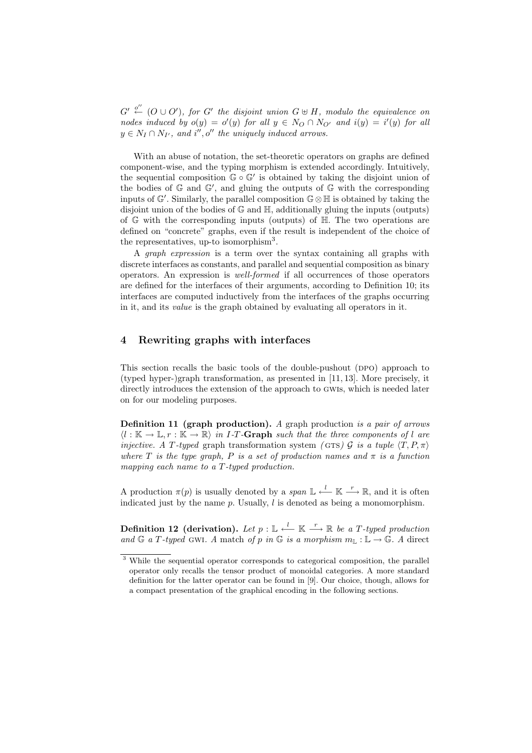$G' \xleftarrow{o''} (O \cup O')$, *for* $G'$ *the disjoint union* $G \uplus H$*, modulo the equivalence on nodes induced by* $o(y) = o'(y)$ *for all* $y \in N_O \cap N_{O'}$ *and* $i(y) = i'(y)$ *for all* $y \in N_I \cap N_{I'}$*, and* $i'', o''$ *the uniquely induced arrows.*

With an abuse of notation, the set-theoretic operators on graphs are defined component-wise, and the typing morphism is extended accordingly. Intuitively, the sequential composition $\mathbb{G} \circ \mathbb{G}'$ is obtained by taking the disjoint union of the bodies of $\mathbb{G}$ and $\mathbb{G}'$, and gluing the outputs of $\mathbb{G}$ with the corresponding inputs of $\mathbb{G}'$. Similarly, the parallel composition $\mathbb{G} \otimes \mathbb{H}$ is obtained by taking the disjoint union of the bodies of $\mathbb{G}$ and $\mathbb{H}$, additionally gluing the inputs (outputs) of $\mathbb{G}$ with the corresponding inputs (outputs) of $\mathbb{H}$. The two operations are defined on "concrete" graphs, even if the result is independent of the choice of the representatives, up-to isomorphism[3].

A *graph expression* is a term over the syntax containing all graphs with discrete interfaces as constants, and parallel and sequential composition as binary operators. An expression is *well-formed* if all occurrences of those operators are defined for the interfaces of their arguments, according to Definition 10; its interfaces are computed inductively from the interfaces of the graphs occurring in it, and its *value* is the graph obtained by evaluating all operators in it.

## 4 Rewriting graphs with interfaces

This section recalls the basic tools of the double-pushout (DPO) approach to (typed hyper-)graph transformation, as presented in [11, 13]. More precisely, it directly introduces the extension of the approach to GWIs, which is needed later on for our modeling purposes.

**Definition 11 (graph production).** *A* graph production *is a pair of arrows* $\langle l : \mathbb{K} \to \mathbb{L}, r : \mathbb{K} \to \mathbb{R}\rangle$ *in I-T-***Graph** *such that the three components of* $l$ *are injective. A T-typed* graph transformation system *(GTS)* $\mathcal{G}$ *is a tuple* $\langle T, P, \pi\rangle$ *where* $T$ *is the type graph,* $P$ *is a set of production names and* $\pi$ *is a function mapping each name to a T-typed production.*

A production $\pi(p)$ is usually denoted by a *span* $\mathbb{L} \xleftarrow{l} \mathbb{K} \xrightarrow{r} \mathbb{R}$, and it is often indicated just by the name $p$. Usually, $l$ is denoted as being a monomorphism.

**Definition 12 (derivation).** *Let* $p : \mathbb{L} \xleftarrow{l} \mathbb{K} \xrightarrow{r} \mathbb{R}$ *be a T-typed production and* $\mathbb{G}$ *a T-typed* GWI*. A* match *of* $p$ *in* $\mathbb{G}$ *is a morphism* $m_{\mathbb{L}} : \mathbb{L} \to \mathbb{G}$*. A direct*

[3] While the sequential operator corresponds to categorical composition, the parallel operator only recalls the tensor product of monoidal categories. A more standard definition for the latter operator can be found in [9]. Our choice, though, allows for a compact presentation of the graphical encoding in the following sections.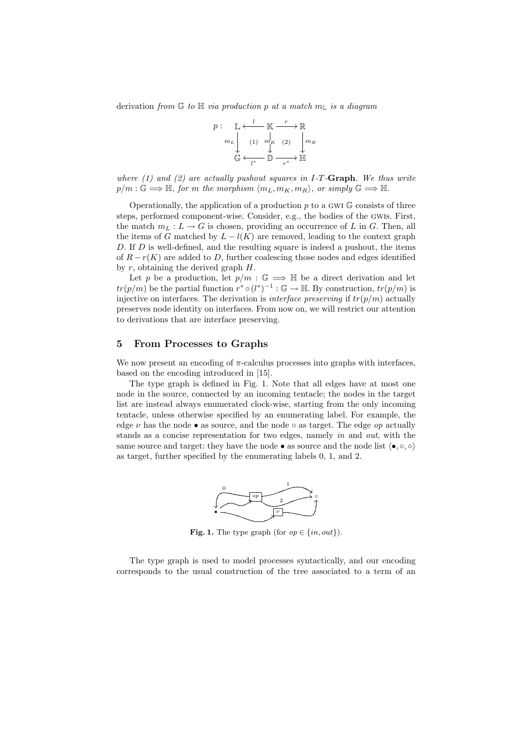derivation *from* $\mathbb{G}$ *to* $\mathbb{H}$ *via production* $p$ *at a match* $m_{\mathbb{L}}$ *is a diagram*

$$
\begin{array}{cccccc}
p: & \mathbb{L} & \xleftarrow{\;l\;} & \mathbb{K} & \xrightarrow{\;r\;} & \mathbb{R} \\
 & \downarrow m_L & (1) & \downarrow m_K & (2) & \downarrow m_R \\
 & \mathbb{G} & \xleftarrow[l^*]{} & \mathbb{D} & \xrightarrow[r^*]{} & \mathbb{H}
\end{array}
$$

*where (1) and (2) are actually pushout squares in I-T-***Graph***. We thus write* $p/m : \mathbb{G} \Longrightarrow \mathbb{H}$*, for* $m$ *the morphism* $\langle m_L, m_K, m_R \rangle$*, or simply* $\mathbb{G} \Longrightarrow \mathbb{H}$*.*

Operationally, the application of a production $p$ to a GWI $\mathbb{G}$ consists of three steps, performed component-wise. Consider, e.g., the bodies of the GWIs. First, the match $m_L : L \to G$ is chosen, providing an occurrence of $L$ in $G$. Then, all the items of $G$ matched by $L - l(K)$ are removed, leading to the context graph $D$. If $D$ is well-defined, and the resulting square is indeed a pushout, the items of $R - r(K)$ are added to $D$, further coalescing those nodes and edges identified by $r$, obtaining the derived graph $H$.

Let $p$ be a production, let $p/m : \mathbb{G} \Longrightarrow \mathbb{H}$ be a direct derivation and let $tr(p/m)$ be the partial function $r^* \circ (l^*)^{-1} : \mathbb{G} \to \mathbb{H}$. By construction, $tr(p/m)$ is injective on interfaces. The derivation is *interface preserving* if $tr(p/m)$ actually preserves node identity on interfaces. From now on, we will restrict our attention to derivations that are interface preserving.

## 5 From Processes to Graphs

We now present an encoding of $\pi$-calculus processes into graphs with interfaces, based on the encoding introduced in [15].

The type graph is defined in Fig. 1. Note that all edges have at most one node in the source, connected by an incoming tentacle; the nodes in the target list are instead always enumerated clock-wise, starting from the only incoming tentacle, unless otherwise specified by an enumerating label. For example, the edge $\nu$ has the node $\bullet$ as source, and the node $\circ$ as target. The edge $op$ actually stands as a concise representation for two edges, namely *in* and *out*, with the same source and target: they have the node $\bullet$ as source and the node list $\langle \bullet, \circ, \circ \rangle$ as target, further specified by the enumerating labels 0, 1, and 2.

**Fig. 1.** The type graph (for $op \in \{in, out\}$).

The type graph is used to model processes syntactically, and our encoding corresponds to the usual construction of the tree associated to a term of an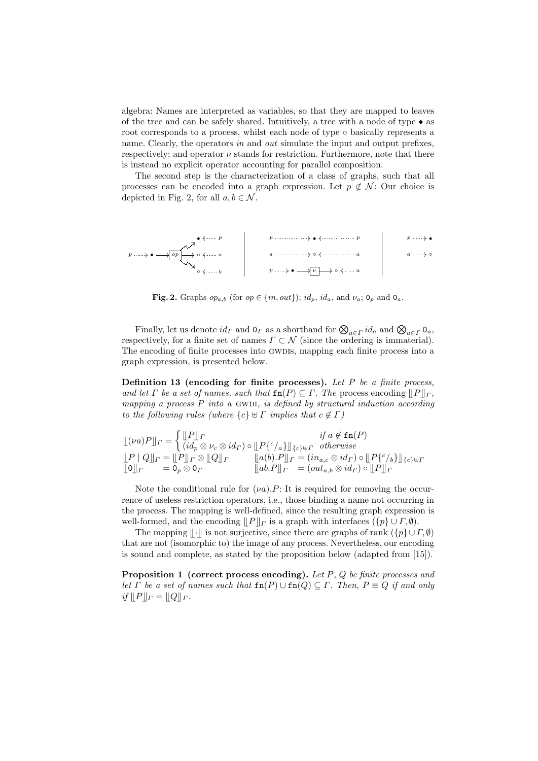algebra: Names are interpreted as variables, so that they are mapped to leaves of the tree and can be safely shared. Intuitively, a tree with a node of type $\bullet$ as root corresponds to a process, whilst each node of type $\circ$ basically represents a name. Clearly, the operators *in* and *out* simulate the input and output prefixes, respectively; and operator $\nu$ stands for restriction. Furthermore, note that there is instead no explicit operator accounting for parallel composition.

The second step is the characterization of a class of graphs, such that all processes can be encoded into a graph expression. Let $p \notin \mathcal{N}$: Our choice is depicted in Fig. 2, for all $a, b \in \mathcal{N}$.

**Fig. 2.** Graphs $op_{a,b}$ (for $op \in \{in, out\}$); $id_p$, $id_a$, and $\nu_a$; $0_p$ and $0_a$.

Finally, let us denote $id_\Gamma$ and $0_\Gamma$ as a shorthand for $\bigotimes_{a\in\Gamma} id_a$ and $\bigotimes_{a\in\Gamma} 0_a$, respectively, for a finite set of names $\Gamma \subset \mathcal{N}$ (since the ordering is immaterial). The encoding of finite processes into GWDIs, mapping each finite process into a graph expression, is presented below.

**Definition 13 (encoding for finite processes).** *Let $P$ be a finite process, and let $\Gamma$ be a set of names, such that $\mathtt{fn}(P) \subseteq \Gamma$. The* process encoding $[\![P]\!]_\Gamma$, *mapping a process $P$ into a* GWDI*, is defined by structural induction according to the following rules (where $\{c\} \uplus \Gamma$ implies that $c \notin \Gamma$)*

$$[\![(\nu a)P]\!]_\Gamma = \begin{cases} [\![P]\!]_\Gamma & \text{if } a \notin \mathtt{fn}(P) \\ (id_p \otimes \nu_c \otimes id_\Gamma) \circ [\![P\{^c/_a\}]\!]_{\{c\}\uplus\Gamma} & \text{otherwise} \end{cases}$$

$$[\![P \mid Q]\!]_\Gamma = [\![P]\!]_\Gamma \otimes [\![Q]\!]_\Gamma \qquad [\![a(b).P]\!]_\Gamma = (in_{a,c} \otimes id_\Gamma) \circ [\![P\{^c/_b\}]\!]_{\{c\}\uplus\Gamma}$$

$$[\![0]\!]_\Gamma \quad = 0_p \otimes 0_\Gamma \qquad [\![\overline{a}b.P]\!]_\Gamma \quad = (out_{a,b} \otimes id_\Gamma) \circ [\![P]\!]_\Gamma$$

Note the conditional rule for $(\nu a).P$: It is required for removing the occurrence of useless restriction operators, i.e., those binding a name not occurring in the process. The mapping is well-defined, since the resulting graph expression is well-formed, and the encoding $[\![P]\!]_\Gamma$ is a graph with interfaces $(\{p\} \cup \Gamma, \emptyset)$.

The mapping $[\![\cdot]\!]$ is not surjective, since there are graphs of rank $(\{p\} \cup \Gamma, \emptyset)$ that are not (isomorphic to) the image of any process. Nevertheless, our encoding is sound and complete, as stated by the proposition below (adapted from [15]).

**Proposition 1 (correct process encoding).** *Let $P$, $Q$ be finite processes and let $\Gamma$ be a set of names such that $\mathtt{fn}(P) \cup \mathtt{fn}(Q) \subseteq \Gamma$. Then, $P \equiv Q$ if and only if $[\![P]\!]_\Gamma = [\![Q]\!]_\Gamma$.*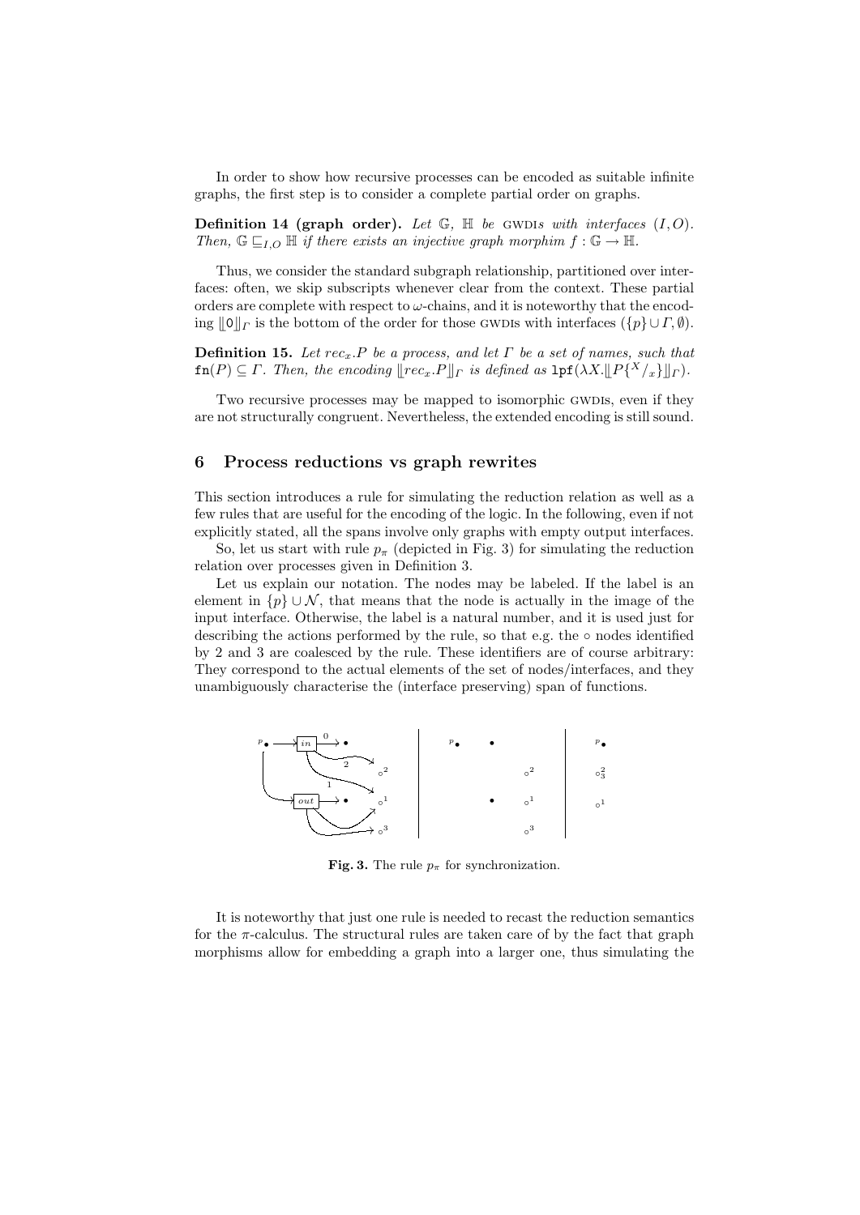In order to show how recursive processes can be encoded as suitable infinite graphs, the first step is to consider a complete partial order on graphs.

**Definition 14 (graph order).** *Let $\mathbb{G}$, $\mathbb{H}$ be* GWDIs *with interfaces $(I, O)$. Then, $\mathbb{G} \sqsubseteq_{I,O} \mathbb{H}$ if there exists an injective graph morphim $f : \mathbb{G} \to \mathbb{H}$.*

Thus, we consider the standard subgraph relationship, partitioned over interfaces: often, we skip subscripts whenever clear from the context. These partial orders are complete with respect to $\omega$-chains, and it is noteworthy that the encoding $\llbracket \mathtt{0} \rrbracket_\Gamma$ is the bottom of the order for those GWDIs with interfaces $(\{p\} \cup \Gamma, \emptyset)$.

**Definition 15.** *Let $rec_x.P$ be a process, and let $\Gamma$ be a set of names, such that $\mathtt{fn}(P) \subseteq \Gamma$. Then, the encoding $\llbracket rec_x.P \rrbracket_\Gamma$ is defined as $\mathtt{lpf}(\lambda X.\llbracket P\{^X/_x\}\rrbracket_\Gamma)$.*

Two recursive processes may be mapped to isomorphic GWDIs, even if they are not structurally congruent. Nevertheless, the extended encoding is still sound.

## 6 Process reductions vs graph rewrites

This section introduces a rule for simulating the reduction relation as well as a few rules that are useful for the encoding of the logic. In the following, even if not explicitly stated, all the spans involve only graphs with empty output interfaces.

So, let us start with rule $p_\pi$ (depicted in Fig. 3) for simulating the reduction relation over processes given in Definition 3.

Let us explain our notation. The nodes may be labeled. If the label is an element in $\{p\} \cup \mathcal{N}$, that means that the node is actually in the image of the input interface. Otherwise, the label is a natural number, and it is used just for describing the actions performed by the rule, so that e.g. the $\circ$ nodes identified by 2 and 3 are coalesced by the rule. These identifiers are of course arbitrary: They correspond to the actual elements of the set of nodes/interfaces, and they unambiguously characterise the (interface preserving) span of functions.

**Fig. 3.** The rule $p_\pi$ for synchronization.

It is noteworthy that just one rule is needed to recast the reduction semantics for the $\pi$-calculus. The structural rules are taken care of by the fact that graph morphisms allow for embedding a graph into a larger one, thus simulating the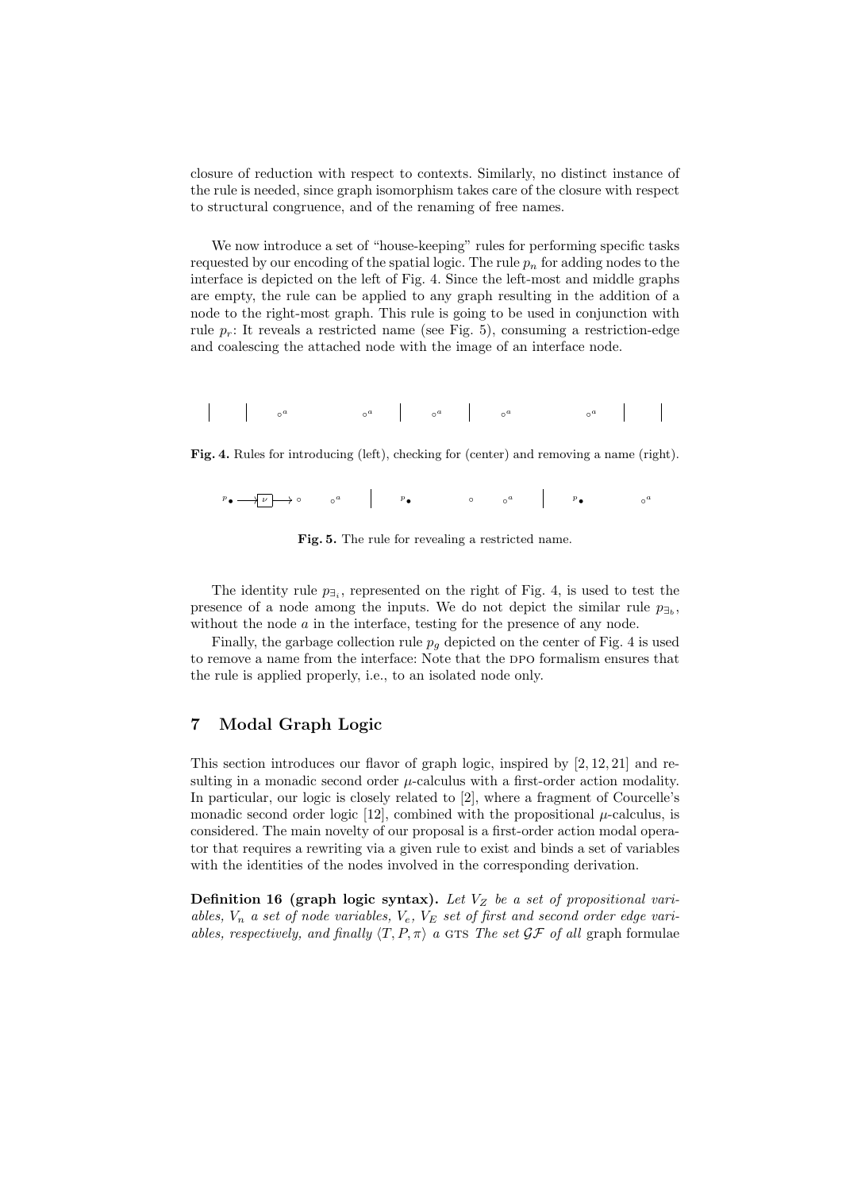closure of reduction with respect to contexts. Similarly, no distinct instance of the rule is needed, since graph isomorphism takes care of the closure with respect to structural congruence, and of the renaming of free names.

We now introduce a set of "house-keeping" rules for performing specific tasks requested by our encoding of the spatial logic. The rule $p_n$ for adding nodes to the interface is depicted on the left of Fig. 4. Since the left-most and middle graphs are empty, the rule can be applied to any graph resulting in the addition of a node to the right-most graph. This rule is going to be used in conjunction with rule $p_r$: It reveals a restricted name (see Fig. 5), consuming a restriction-edge and coalescing the attached node with the image of an interface node.

**Fig. 4.** Rules for introducing (left), checking for (center) and removing a name (right).

**Fig. 5.** The rule for revealing a restricted name.

The identity rule $p_{\exists_i}$, represented on the right of Fig. 4, is used to test the presence of a node among the inputs. We do not depict the similar rule $p_{\exists_b}$, without the node $a$ in the interface, testing for the presence of any node.

Finally, the garbage collection rule $p_g$ depicted on the center of Fig. 4 is used to remove a name from the interface: Note that the DPO formalism ensures that the rule is applied properly, i.e., to an isolated node only.

## 7 Modal Graph Logic

This section introduces our flavor of graph logic, inspired by [2, 12, 21] and resulting in a monadic second order $\mu$-calculus with a first-order action modality. In particular, our logic is closely related to [2], where a fragment of Courcelle's monadic second order logic [12], combined with the propositional $\mu$-calculus, is considered. The main novelty of our proposal is a first-order action modal operator that requires a rewriting via a given rule to exist and binds a set of variables with the identities of the nodes involved in the corresponding derivation.

**Definition 16 (graph logic syntax).** *Let $V_Z$ be a set of propositional variables, $V_n$ a set of node variables, $V_e$, $V_E$ set of first and second order edge variables, respectively, and finally $\langle T, P, \pi \rangle$ a* GTS *The set $\mathcal{GF}$ of all* graph formulae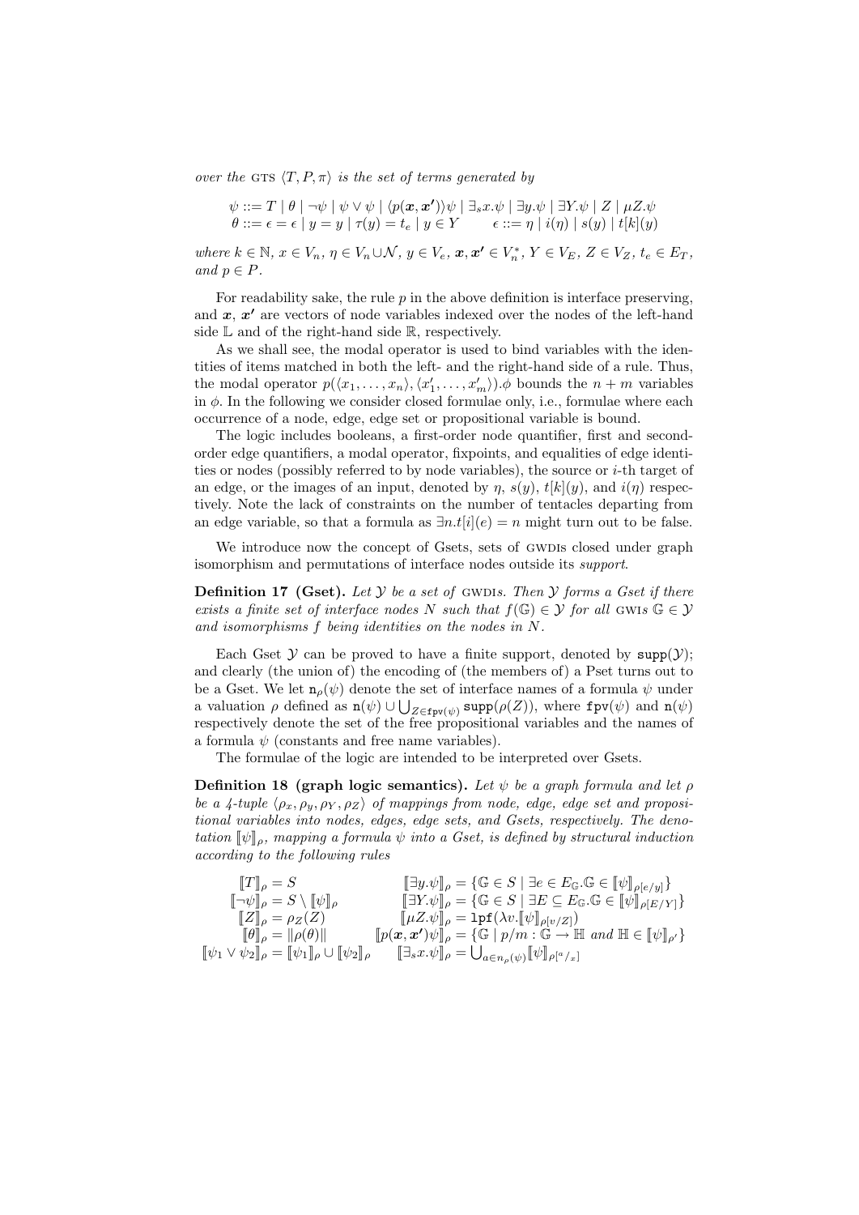*over the* GTS $\langle T, P, \pi\rangle$ *is the set of terms generated by*

$$\psi ::= T \mid \theta \mid \neg\psi \mid \psi \vee \psi \mid \langle p(\boldsymbol{x}, \boldsymbol{x'})\rangle\psi \mid \exists_s x.\psi \mid \exists y.\psi \mid \exists Y.\psi \mid Z \mid \mu Z.\psi$$
$$\theta ::= \epsilon = \epsilon \mid y = y \mid \tau(y) = t_e \mid y \in Y \qquad \epsilon ::= \eta \mid i(\eta) \mid s(y) \mid t[k](y)$$

*where* $k \in \mathbb{N}$, $x \in V_n$, $\eta \in V_n \cup \mathcal{N}$, $y \in V_e$, $\boldsymbol{x}, \boldsymbol{x'} \in V_n^*$, $Y \in V_E$, $Z \in V_Z$, $t_e \in E_T$, *and* $p \in P$.

For readability sake, the rule $p$ in the above definition is interface preserving, and $\boldsymbol{x}$, $\boldsymbol{x'}$ are vectors of node variables indexed over the nodes of the left-hand side $\mathbb{L}$ and of the right-hand side $\mathbb{R}$, respectively.

As we shall see, the modal operator is used to bind variables with the identities of items matched in both the left- and the right-hand side of a rule. Thus, the modal operator $p(\langle x_1, \ldots, x_n\rangle, \langle x'_1, \ldots, x'_m\rangle).\phi$ bounds the $n+m$ variables in $\phi$. In the following we consider closed formulae only, i.e., formulae where each occurrence of a node, edge, edge set or propositional variable is bound.

The logic includes booleans, a first-order node quantifier, first and second-order edge quantifiers, a modal operator, fixpoints, and equalities of edge identities or nodes (possibly referred to by node variables), the source or $i$-th target of an edge, or the images of an input, denoted by $\eta$, $s(y)$, $t[k](y)$, and $i(\eta)$ respectively. Note the lack of constraints on the number of tentacles departing from an edge variable, so that a formula as $\exists n.t[i](e) = n$ might turn out to be false.

We introduce now the concept of Gsets, sets of GWDIs closed under graph isomorphism and permutations of interface nodes outside its *support*.

**Definition 17 (Gset).** *Let* $\mathcal{Y}$ *be a set of* GWDIs. *Then* $\mathcal{Y}$ *forms a Gset if there exists a finite set of interface nodes* $N$ *such that* $f(\mathbb{G}) \in \mathcal{Y}$ *for all* GWIs $\mathbb{G} \in \mathcal{Y}$ *and isomorphisms* $f$ *being identities on the nodes in* $N$.

Each Gset $\mathcal{Y}$ can be proved to have a finite support, denoted by $\mathtt{supp}(\mathcal{Y})$; and clearly (the union of) the encoding of (the members of) a Pset turns out to be a Gset. We let $\mathtt{n}_\rho(\psi)$ denote the set of interface names of a formula $\psi$ under a valuation $\rho$ defined as $\mathtt{n}(\psi) \cup \bigcup_{Z \in \mathtt{fpv}(\psi)} \mathtt{supp}(\rho(Z))$, where $\mathtt{fpv}(\psi)$ and $\mathtt{n}(\psi)$ respectively denote the set of the free propositional variables and the names of a formula $\psi$ (constants and free name variables).

The formulae of the logic are intended to be interpreted over Gsets.

**Definition 18 (graph logic semantics).** *Let* $\psi$ *be a graph formula and let* $\rho$ *be a 4-tuple* $\langle \rho_x, \rho_y, \rho_Y, \rho_Z\rangle$ *of mappings from node, edge, edge set and propositional variables into nodes, edges, edge sets, and Gsets, respectively. The denotation* $[\![\psi]\!]_\rho$, *mapping a formula* $\psi$ *into a Gset, is defined by structural induction according to the following rules*

$$
\begin{array}{ll}
[\![T]\!]_\rho = S & [\![\exists y.\psi]\!]_\rho = \{\mathbb{G} \in S \mid \exists e \in E_{\mathbb{G}}.\mathbb{G} \in [\![\psi]\!]_{\rho[e/y]}\} \\
[\![\neg\psi]\!]_\rho = S \setminus [\![\psi]\!]_\rho & [\![\exists Y.\psi]\!]_\rho = \{\mathbb{G} \in S \mid \exists E \subseteq E_{\mathbb{G}}.\mathbb{G} \in [\![\psi]\!]_{\rho[E/Y]}\} \\
[\![Z]\!]_\rho = \rho_Z(Z) & [\![\mu Z.\psi]\!]_\rho = \mathtt{lpf}(\lambda v.[\![\psi]\!]_{\rho[v/Z]}) \\
[\![\theta]\!]_\rho = \|\rho(\theta)\| & [\![p(\boldsymbol{x}, \boldsymbol{x'})\psi]\!]_\rho = \{\mathbb{G} \mid p/m : \mathbb{G} \to \mathbb{H} \text{ and } \mathbb{H} \in [\![\psi]\!]_{\rho'}\} \\
[\![\psi_1 \vee \psi_2]\!]_\rho = [\![\psi_1]\!]_\rho \cup [\![\psi_2]\!]_\rho & [\![\exists_s x.\psi]\!]_\rho = \bigcup_{a \in n_\rho(\psi)} [\![\psi]\!]_{\rho[^a/_x]}
\end{array}
$$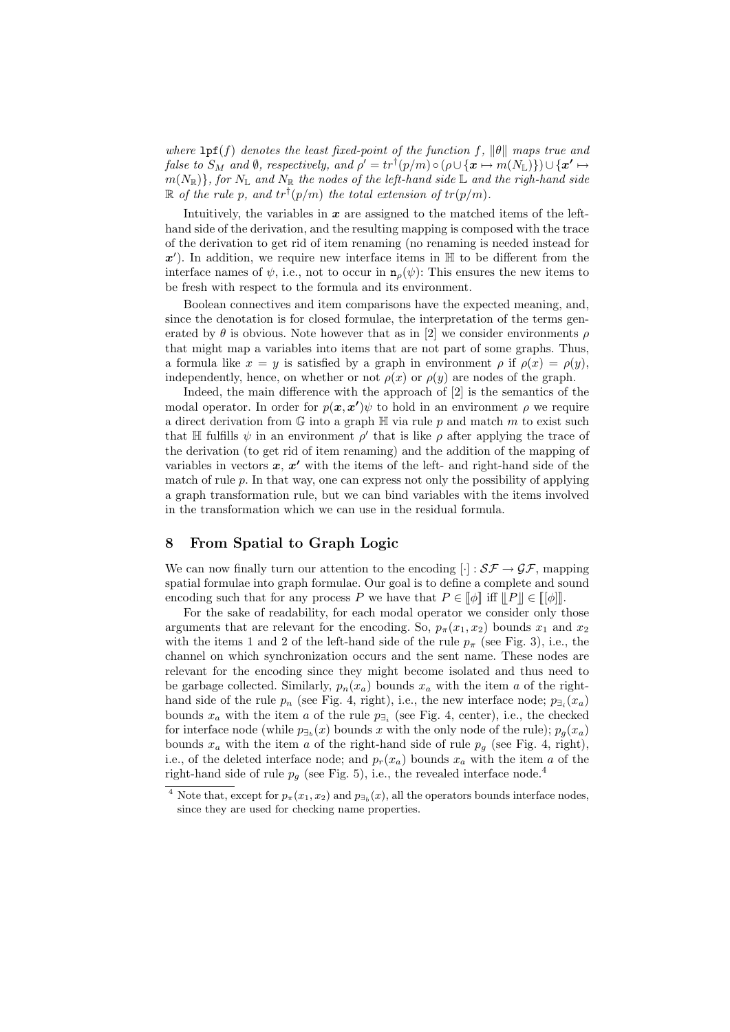*where* $\mathtt{lpf}(f)$ *denotes the least fixed-point of the function* $f$*,* $\|\theta\|$ *maps true and false to* $S_M$ *and* $\emptyset$*, respectively, and* $\rho' = tr^\dagger(p/m) \circ (\rho \cup \{\boldsymbol{x} \mapsto m(N_{\mathbb{L}})\}) \cup \{\boldsymbol{x'} \mapsto m(N_{\mathbb{R}})\}$*, for* $N_{\mathbb{L}}$ *and* $N_{\mathbb{R}}$ *the nodes of the left-hand side* $\mathbb{L}$ *and the righ-hand side* $\mathbb{R}$ *of the rule* $p$*, and* $tr^\dagger(p/m)$ *the total extension of* $tr(p/m)$*.*

Intuitively, the variables in $\boldsymbol{x}$ are assigned to the matched items of the left-hand side of the derivation, and the resulting mapping is composed with the trace of the derivation to get rid of item renaming (no renaming is needed instead for $\boldsymbol{x'}$). In addition, we require new interface items in $\mathbb{H}$ to be different from the interface names of $\psi$, i.e., not to occur in $\mathtt{n}_\rho(\psi)$: This ensures the new items to be fresh with respect to the formula and its environment.

Boolean connectives and item comparisons have the expected meaning, and, since the denotation is for closed formulae, the interpretation of the terms generated by $\theta$ is obvious. Note however that as in [2] we consider environments $\rho$ that might map a variables into items that are not part of some graphs. Thus, a formula like $x = y$ is satisfied by a graph in environment $\rho$ if $\rho(x) = \rho(y)$, independently, hence, on whether or not $\rho(x)$ or $\rho(y)$ are nodes of the graph.

Indeed, the main difference with the approach of [2] is the semantics of the modal operator. In order for $p(\boldsymbol{x}, \boldsymbol{x'})\psi$ to hold in an environment $\rho$ we require a direct derivation from $\mathbb{G}$ into a graph $\mathbb{H}$ via rule $p$ and match $m$ to exist such that $\mathbb{H}$ fulfills $\psi$ in an environment $\rho'$ that is like $\rho$ after applying the trace of the derivation (to get rid of item renaming) and the addition of the mapping of variables in vectors $\boldsymbol{x}$, $\boldsymbol{x'}$ with the items of the left- and right-hand side of the match of rule $p$. In that way, one can express not only the possibility of applying a graph transformation rule, but we can bind variables with the items involved in the transformation which we can use in the residual formula.

## 8 From Spatial to Graph Logic

We can now finally turn our attention to the encoding $[\cdot] : \mathcal{SF} \to \mathcal{GF}$, mapping spatial formulae into graph formulae. Our goal is to define a complete and sound encoding such that for any process $P$ we have that $P \in [\![\phi]\!]$ iff $\llbracket P \rrbracket \in [\![[\phi]]\!]$.

For the sake of readability, for each modal operator we consider only those arguments that are relevant for the encoding. So, $p_\pi(x_1, x_2)$ bounds $x_1$ and $x_2$ with the items 1 and 2 of the left-hand side of the rule $p_\pi$ (see Fig. 3), i.e., the channel on which synchronization occurs and the sent name. These nodes are relevant for the encoding since they might become isolated and thus need to be garbage collected. Similarly, $p_n(x_a)$ bounds $x_a$ with the item $a$ of the right-hand side of the rule $p_n$ (see Fig. 4, right), i.e., the new interface node; $p_{\exists_i}(x_a)$ bounds $x_a$ with the item $a$ of the rule $p_{\exists_i}$ (see Fig. 4, center), i.e., the checked for interface node (while $p_{\exists_b}(x)$ bounds $x$ with the only node of the rule); $p_g(x_a)$ bounds $x_a$ with the item $a$ of the right-hand side of rule $p_g$ (see Fig. 4, right), i.e., of the deleted interface node; and $p_r(x_a)$ bounds $x_a$ with the item $a$ of the right-hand side of rule $p_g$ (see Fig. 5), i.e., the revealed interface node.[4]

[4] Note that, except for $p_\pi(x_1, x_2)$ and $p_{\exists_b}(x)$, all the operators bounds interface nodes, since they are used for checking name properties.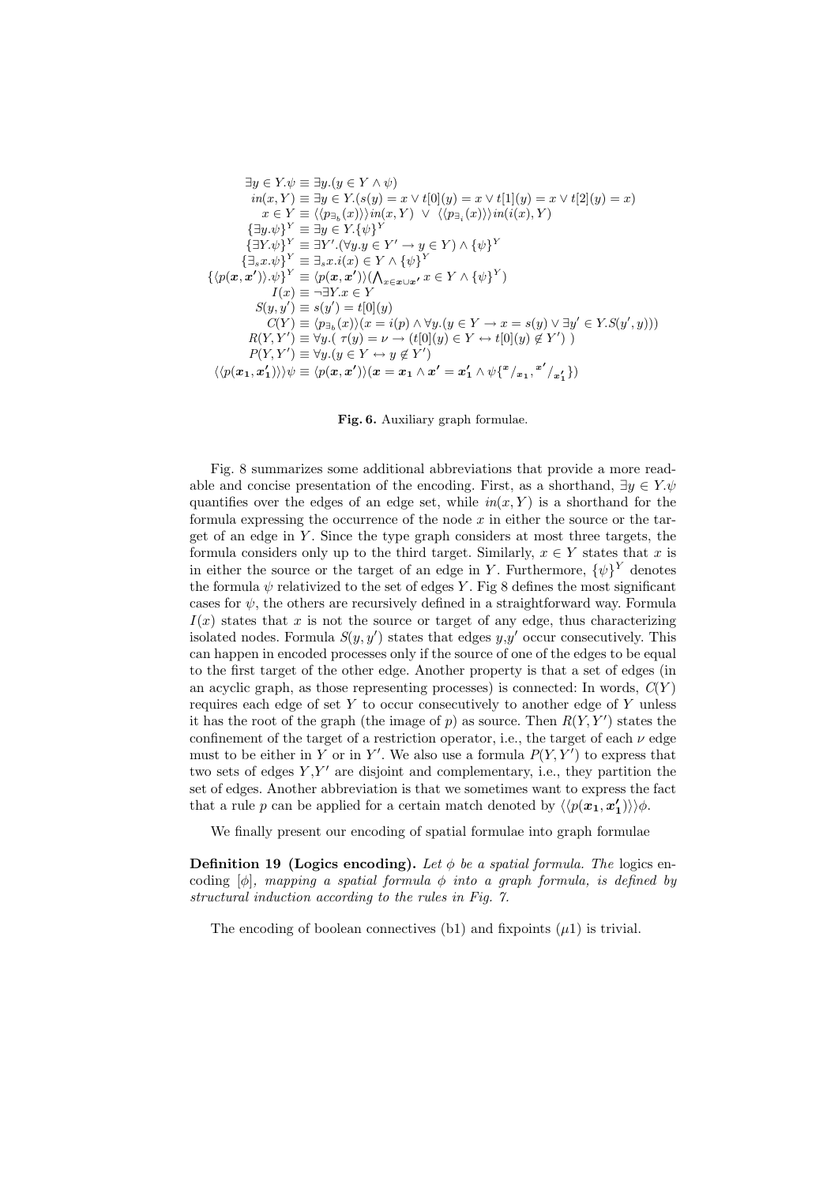$$
\begin{aligned}
\exists y \in Y.\psi &\equiv \exists y.(y \in Y \wedge \psi) \\
in(x, Y) &\equiv \exists y \in Y.(s(y) = x \vee t[0](y) = x \vee t[1](y) = x \vee t[2](y) = x) \\
x \in Y &\equiv \langle\langle p_{\exists_b}(x) \rangle\rangle in(x, Y) \;\; \vee \;\; \langle\langle p_{\exists_i}(x) \rangle\rangle in(i(x), Y) \\
\{\exists y.\psi\}^Y &\equiv \exists y \in Y.\{\psi\}^Y \\
\{\exists Y.\psi\}^Y &\equiv \exists Y'.(\forall y. y \in Y' \rightarrow y \in Y) \wedge \{\psi\}^Y \\
\{\exists_s x.\psi\}^Y &\equiv \exists_s x.i(x) \in Y \wedge \{\psi\}^Y \\
\{\langle p(\boldsymbol{x}, \boldsymbol{x'}) \rangle.\psi\}^Y &\equiv \langle p(\boldsymbol{x}, \boldsymbol{x'}) \rangle (\textstyle\bigwedge_{x \in \boldsymbol{x} \cup \boldsymbol{x'}} x \in Y \wedge \{\psi\}^Y) \\
I(x) &\equiv \neg \exists Y.x \in Y \\
S(y, y') &\equiv s(y') = t[0](y) \\
C(Y) &\equiv \langle p_{\exists_b}(x) \rangle (x = i(p) \wedge \forall y.(y \in Y \rightarrow x = s(y) \vee \exists y' \in Y.S(y', y))) \\
R(Y, Y') &\equiv \forall y.(\ \tau(y) = \nu \rightarrow (t[0](y) \in Y \leftrightarrow t[0](y) \notin Y')\ ) \\
P(Y, Y') &\equiv \forall y.(y \in Y \leftrightarrow y \notin Y') \\
\langle\langle p(\boldsymbol{x_1}, \boldsymbol{x_1'}) \rangle\rangle \psi &\equiv \langle p(\boldsymbol{x}, \boldsymbol{x'}) \rangle (\boldsymbol{x} = \boldsymbol{x_1} \wedge \boldsymbol{x'} = \boldsymbol{x_1'} \wedge \psi\{^{\boldsymbol{x}}/_{\boldsymbol{x_1}}, {^{\boldsymbol{x'}}}/_{\boldsymbol{x_1'}}\})
\end{aligned}
$$

**Fig. 6.** Auxiliary graph formulae.

Fig. 8 summarizes some additional abbreviations that provide a more readable and concise presentation of the encoding. First, as a shorthand, $\exists y \in Y.\psi$ quantifies over the edges of an edge set, while $in(x, Y)$ is a shorthand for the formula expressing the occurrence of the node $x$ in either the source or the target of an edge in $Y$. Since the type graph considers at most three targets, the formula considers only up to the third target. Similarly, $x \in Y$ states that $x$ is in either the source or the target of an edge in $Y$. Furthermore, $\{\psi\}^Y$ denotes the formula $\psi$ relativized to the set of edges $Y$. Fig 8 defines the most significant cases for $\psi$, the others are recursively defined in a straightforward way. Formula $I(x)$ states that $x$ is not the source or target of any edge, thus characterizing isolated nodes. Formula $S(y, y')$ states that edges $y$,$y'$ occur consecutively. This can happen in encoded processes only if the source of one of the edges to be equal to the first target of the other edge. Another property is that a set of edges (in an acyclic graph, as those representing processes) is connected: In words, $C(Y)$ requires each edge of set $Y$ to occur consecutively to another edge of $Y$ unless it has the root of the graph (the image of $p$) as source. Then $R(Y, Y')$ states the confinement of the target of a restriction operator, i.e., the target of each $\nu$ edge must to be either in $Y$ or in $Y'$. We also use a formula $P(Y, Y')$ to express that two sets of edges $Y$,$Y'$ are disjoint and complementary, i.e., they partition the set of edges. Another abbreviation is that we sometimes want to express the fact that a rule $p$ can be applied for a certain match denoted by $\langle\langle p(\boldsymbol{x_1}, \boldsymbol{x_1'}) \rangle\rangle \phi$.

We finally present our encoding of spatial formulae into graph formulae

**Definition 19 (Logics encoding).** *Let $\phi$ be a spatial formula. The* logics encoding *$[\phi]$, mapping a spatial formula $\phi$ into a graph formula, is defined by structural induction according to the rules in Fig. 7.*

The encoding of boolean connectives (b1) and fixpoints ($\mu$1) is trivial.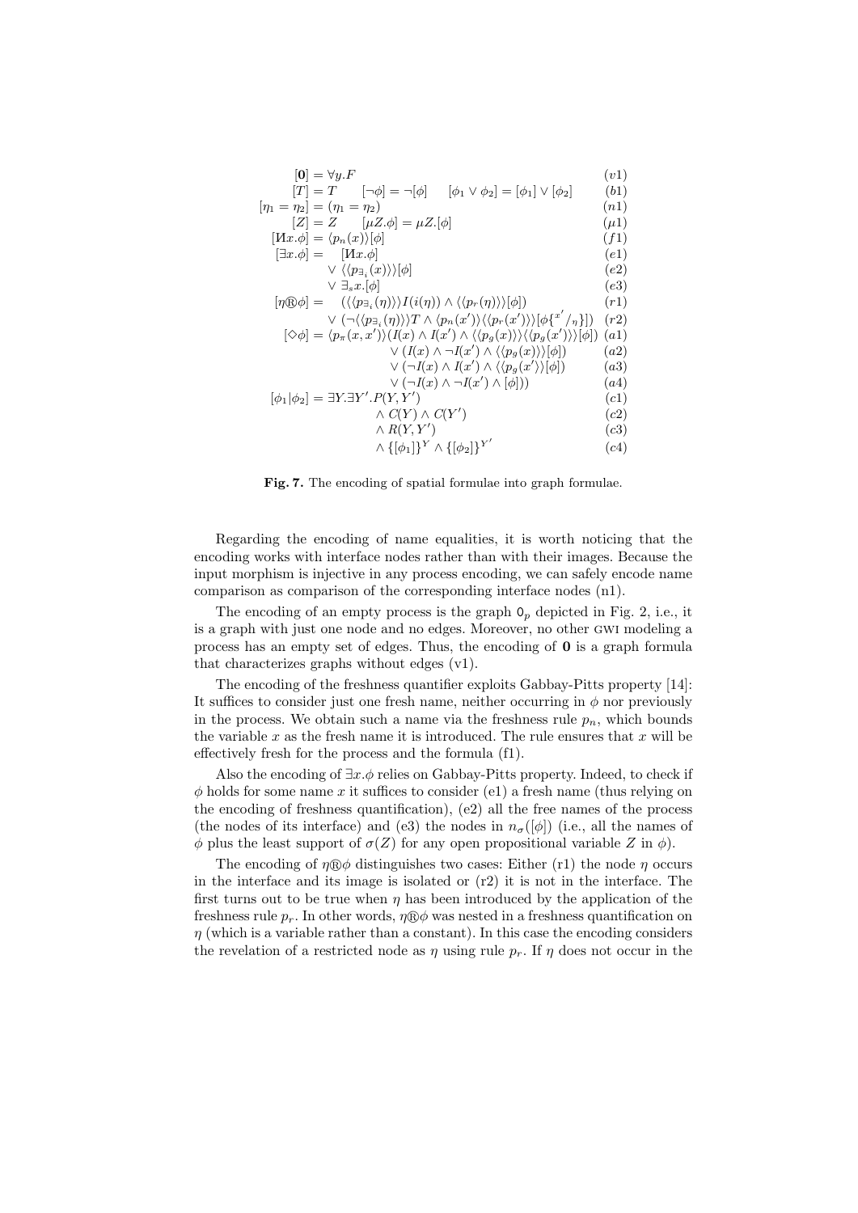$$
\begin{array}{rll}
[\mathbf{0}] = & \forall y.F & (v1)\\
{[T]} = & T \qquad [\neg\phi] = \neg[\phi] \qquad [\phi_1 \vee \phi_2] = [\phi_1] \vee [\phi_2] & (b1)\\
{[\eta_1 = \eta_2]} = & (\eta_1 = \eta_2) & (n1)\\
{[Z]} = & Z \qquad [\mu Z.\phi] = \mu Z.[\phi] & (\mu 1)\\
{[\text{И}x.\phi]} = & \langle p_n(x)\rangle[\phi] & (f1)\\
{[\exists x.\phi]} = & \quad [\text{И}x.\phi] & (e1)\\
 & \vee \langle\langle p_{\exists_i}(x)\rangle\rangle[\phi] & (e2)\\
 & \vee \exists_s x.[\phi] & (e3)\\
{[\eta \circledR \phi]} = & \quad (\langle\langle p_{\exists_i}(\eta)\rangle\rangle I(i(\eta)) \wedge \langle\langle p_r(\eta)\rangle\rangle[\phi]) & (r1)\\
 & \vee (\neg\langle\langle p_{\exists_i}(\eta)\rangle\rangle T \wedge \langle p_n(x')\rangle\langle\langle p_r(x')\rangle\rangle[\phi\{^{x'}/_{\eta}\}]) & (r2)\\
{[\Diamond\phi]} = & \langle p_\pi(x,x')\rangle(I(x) \wedge I(x') \wedge \langle\langle p_g(x)\rangle\rangle\langle\langle p_g(x')\rangle\rangle[\phi]) & (a1)\\
 & \quad \vee (I(x) \wedge \neg I(x') \wedge \langle\langle p_g(x)\rangle\rangle[\phi]) & (a2)\\
 & \quad \vee (\neg I(x) \wedge I(x') \wedge \langle\langle p_g(x')\rangle\rangle[\phi]) & (a3)\\
 & \quad \vee (\neg I(x) \wedge \neg I(x') \wedge [\phi])) & (a4)\\
{[\phi_1|\phi_2]} = & \exists Y.\exists Y'.P(Y,Y') & (c1)\\
 & \quad \wedge C(Y) \wedge C(Y') & (c2)\\
 & \quad \wedge R(Y,Y') & (c3)\\
 & \quad \wedge \{[\phi_1]\}^{Y} \wedge \{[\phi_2]\}^{Y'} & (c4)
\end{array}
$$

**Fig. 7.** The encoding of spatial formulae into graph formulae.

Regarding the encoding of name equalities, it is worth noticing that the encoding works with interface nodes rather than with their images. Because the input morphism is injective in any process encoding, we can safely encode name comparison as comparison of the corresponding interface nodes (n1).

The encoding of an empty process is the graph $0_p$ depicted in Fig. 2, i.e., it is a graph with just one node and no edges. Moreover, no other GWI modeling a process has an empty set of edges. Thus, the encoding of $\mathbf{0}$ is a graph formula that characterizes graphs without edges (v1).

The encoding of the freshness quantifier exploits Gabbay-Pitts property [14]: It suffices to consider just one fresh name, neither occurring in $\phi$ nor previously in the process. We obtain such a name via the freshness rule $p_n$, which bounds the variable $x$ as the fresh name it is introduced. The rule ensures that $x$ will be effectively fresh for the process and the formula (f1).

Also the encoding of $\exists x.\phi$ relies on Gabbay-Pitts property. Indeed, to check if $\phi$ holds for some name $x$ it suffices to consider (e1) a fresh name (thus relying on the encoding of freshness quantification), (e2) all the free names of the process (the nodes of its interface) and (e3) the nodes in $n_\sigma([\phi])$ (i.e., all the names of $\phi$ plus the least support of $\sigma(Z)$ for any open propositional variable $Z$ in $\phi$).

The encoding of $\eta \circledR \phi$ distinguishes two cases: Either (r1) the node $\eta$ occurs in the interface and its image is isolated or (r2) it is not in the interface. The first turns out to be true when $\eta$ has been introduced by the application of the freshness rule $p_r$. In other words, $\eta \circledR \phi$ was nested in a freshness quantification on $\eta$ (which is a variable rather than a constant). In this case the encoding considers the revelation of a restricted node as $\eta$ using rule $p_r$. If $\eta$ does not occur in the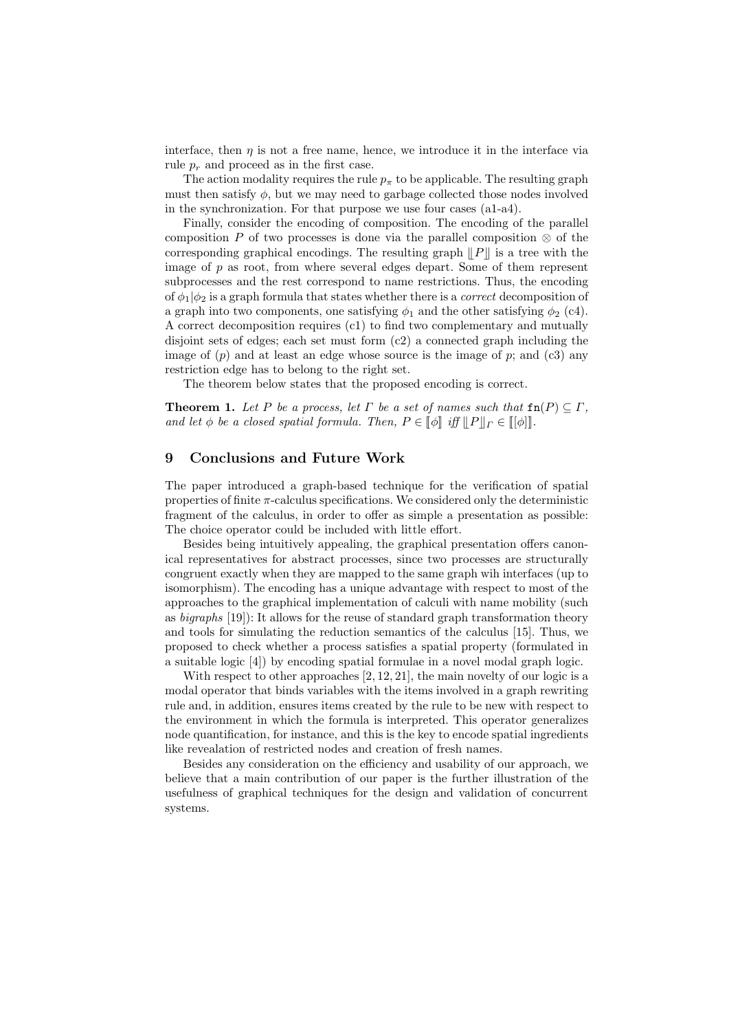interface, then $\eta$ is not a free name, hence, we introduce it in the interface via rule $p_r$ and proceed as in the first case.

The action modality requires the rule $p_\pi$ to be applicable. The resulting graph must then satisfy $\phi$, but we may need to garbage collected those nodes involved in the synchronization. For that purpose we use four cases (a1-a4).

Finally, consider the encoding of composition. The encoding of the parallel composition $P$ of two processes is done via the parallel composition $\otimes$ of the corresponding graphical encodings. The resulting graph $\llbracket P \rrbracket$ is a tree with the image of $p$ as root, from where several edges depart. Some of them represent subprocesses and the rest correspond to name restrictions. Thus, the encoding of $\phi_1 | \phi_2$ is a graph formula that states whether there is a *correct* decomposition of a graph into two components, one satisfying $\phi_1$ and the other satisfying $\phi_2$ (c4). A correct decomposition requires (c1) to find two complementary and mutually disjoint sets of edges; each set must form (c2) a connected graph including the image of $(p)$ and at least an edge whose source is the image of $p$; and (c3) any restriction edge has to belong to the right set.

The theorem below states that the proposed encoding is correct.

**Theorem 1.** *Let $P$ be a process, let $\Gamma$ be a set of names such that $\mathtt{fn}(P) \subseteq \Gamma$, and let $\phi$ be a closed spatial formula. Then, $P \in \llbracket \phi \rrbracket$ iff $\llbracket P \rrbracket_\Gamma \in \llbracket [\phi] \rrbracket$.*

## 9 Conclusions and Future Work

The paper introduced a graph-based technique for the verification of spatial properties of finite $\pi$-calculus specifications. We considered only the deterministic fragment of the calculus, in order to offer as simple a presentation as possible: The choice operator could be included with little effort.

Besides being intuitively appealing, the graphical presentation offers canonical representatives for abstract processes, since two processes are structurally congruent exactly when they are mapped to the same graph wih interfaces (up to isomorphism). The encoding has a unique advantage with respect to most of the approaches to the graphical implementation of calculi with name mobility (such as *bigraphs* [19]): It allows for the reuse of standard graph transformation theory and tools for simulating the reduction semantics of the calculus [15]. Thus, we proposed to check whether a process satisfies a spatial property (formulated in a suitable logic [4]) by encoding spatial formulae in a novel modal graph logic.

With respect to other approaches [2, 12, 21], the main novelty of our logic is a modal operator that binds variables with the items involved in a graph rewriting rule and, in addition, ensures items created by the rule to be new with respect to the environment in which the formula is interpreted. This operator generalizes node quantification, for instance, and this is the key to encode spatial ingredients like revealation of restricted nodes and creation of fresh names.

Besides any consideration on the efficiency and usability of our approach, we believe that a main contribution of our paper is the further illustration of the usefulness of graphical techniques for the design and validation of concurrent systems.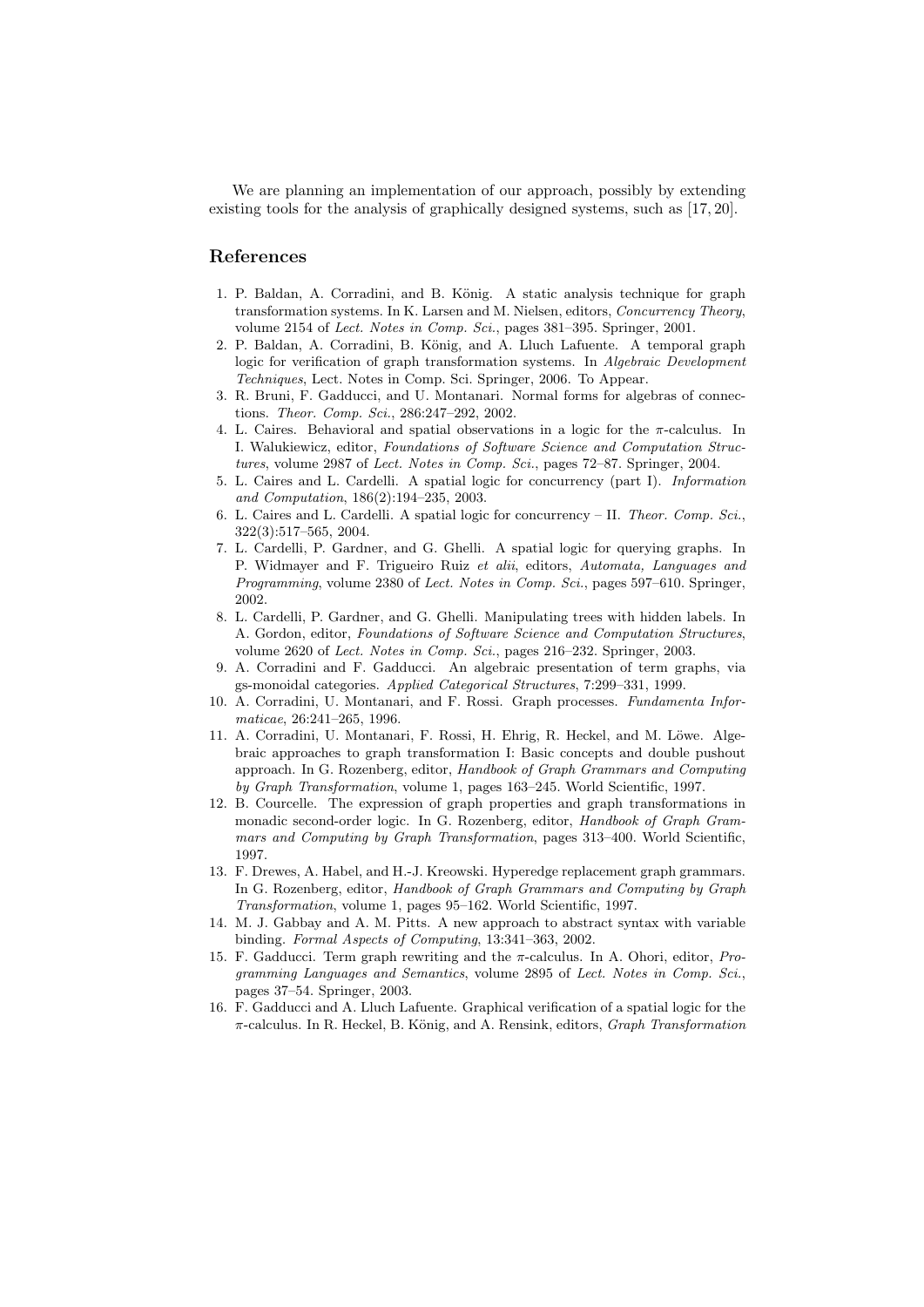We are planning an implementation of our approach, possibly by extending existing tools for the analysis of graphically designed systems, such as [17, 20].

## References

1. P. Baldan, A. Corradini, and B. König. A static analysis technique for graph transformation systems. In K. Larsen and M. Nielsen, editors, *Concurrency Theory*, volume 2154 of *Lect. Notes in Comp. Sci.*, pages 381–395. Springer, 2001.
2. P. Baldan, A. Corradini, B. König, and A. Lluch Lafuente. A temporal graph logic for verification of graph transformation systems. In *Algebraic Development Techniques*, Lect. Notes in Comp. Sci. Springer, 2006. To Appear.
3. R. Bruni, F. Gadducci, and U. Montanari. Normal forms for algebras of connections. *Theor. Comp. Sci.*, 286:247–292, 2002.
4. L. Caires. Behavioral and spatial observations in a logic for the $\pi$-calculus. In I. Walukiewicz, editor, *Foundations of Software Science and Computation Structures*, volume 2987 of *Lect. Notes in Comp. Sci.*, pages 72–87. Springer, 2004.
5. L. Caires and L. Cardelli. A spatial logic for concurrency (part I). *Information and Computation*, 186(2):194–235, 2003.
6. L. Caires and L. Cardelli. A spatial logic for concurrency – II. *Theor. Comp. Sci.*, 322(3):517–565, 2004.
7. L. Cardelli, P. Gardner, and G. Ghelli. A spatial logic for querying graphs. In P. Widmayer and F. Trigueiro Ruiz *et alii*, editors, *Automata, Languages and Programming*, volume 2380 of *Lect. Notes in Comp. Sci.*, pages 597–610. Springer, 2002.
8. L. Cardelli, P. Gardner, and G. Ghelli. Manipulating trees with hidden labels. In A. Gordon, editor, *Foundations of Software Science and Computation Structures*, volume 2620 of *Lect. Notes in Comp. Sci.*, pages 216–232. Springer, 2003.
9. A. Corradini and F. Gadducci. An algebraic presentation of term graphs, via gs-monoidal categories. *Applied Categorical Structures*, 7:299–331, 1999.
10. A. Corradini, U. Montanari, and F. Rossi. Graph processes. *Fundamenta Informaticae*, 26:241–265, 1996.
11. A. Corradini, U. Montanari, F. Rossi, H. Ehrig, R. Heckel, and M. Löwe. Algebraic approaches to graph transformation I: Basic concepts and double pushout approach. In G. Rozenberg, editor, *Handbook of Graph Grammars and Computing by Graph Transformation*, volume 1, pages 163–245. World Scientific, 1997.
12. B. Courcelle. The expression of graph properties and graph transformations in monadic second-order logic. In G. Rozenberg, editor, *Handbook of Graph Grammars and Computing by Graph Transformation*, pages 313–400. World Scientific, 1997.
13. F. Drewes, A. Habel, and H.-J. Kreowski. Hyperedge replacement graph grammars. In G. Rozenberg, editor, *Handbook of Graph Grammars and Computing by Graph Transformation*, volume 1, pages 95–162. World Scientific, 1997.
14. M. J. Gabbay and A. M. Pitts. A new approach to abstract syntax with variable binding. *Formal Aspects of Computing*, 13:341–363, 2002.
15. F. Gadducci. Term graph rewriting and the $\pi$-calculus. In A. Ohori, editor, *Programming Languages and Semantics*, volume 2895 of *Lect. Notes in Comp. Sci.*, pages 37–54. Springer, 2003.
16. F. Gadducci and A. Lluch Lafuente. Graphical verification of a spatial logic for the $\pi$-calculus. In R. Heckel, B. König, and A. Rensink, editors, *Graph Transformation*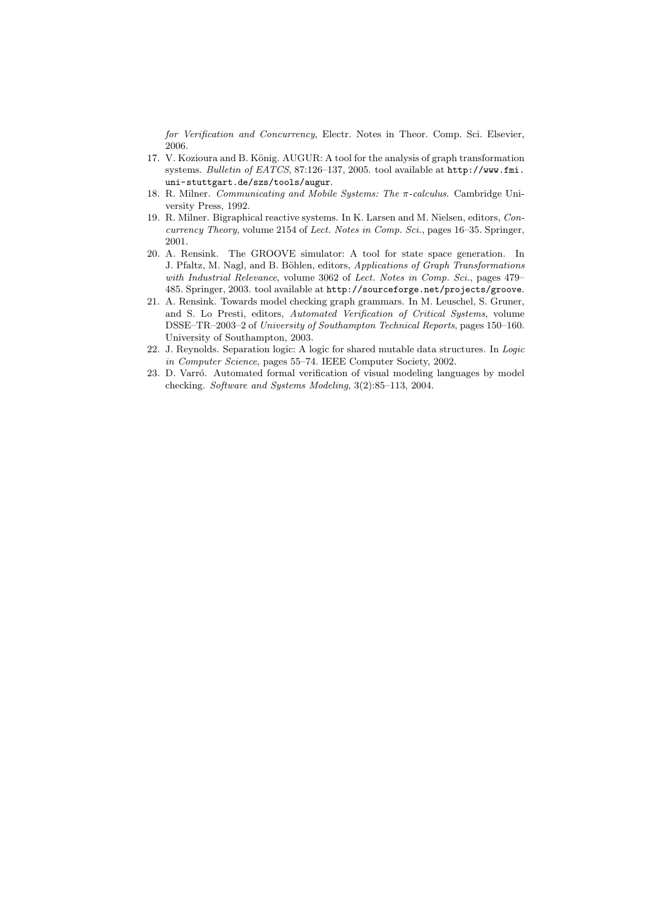*for Verification and Concurrency*, Electr. Notes in Theor. Comp. Sci. Elsevier, 2006.

17. V. Kozioura and B. König. AUGUR: A tool for the analysis of graph transformation systems. *Bulletin of EATCS*, 87:126–137, 2005. tool available at `http://www.fmi.uni-stuttgart.de/szs/tools/augur`.
18. R. Milner. *Communicating and Mobile Systems: The π-calculus.* Cambridge University Press, 1992.
19. R. Milner. Bigraphical reactive systems. In K. Larsen and M. Nielsen, editors, *Concurrency Theory*, volume 2154 of *Lect. Notes in Comp. Sci.*, pages 16–35. Springer, 2001.
20. A. Rensink. The GROOVE simulator: A tool for state space generation. In J. Pfaltz, M. Nagl, and B. Böhlen, editors, *Applications of Graph Transformations with Industrial Relevance*, volume 3062 of *Lect. Notes in Comp. Sci.*, pages 479–485. Springer, 2003. tool available at `http://sourceforge.net/projects/groove`.
21. A. Rensink. Towards model checking graph grammars. In M. Leuschel, S. Gruner, and S. Lo Presti, editors, *Automated Verification of Critical Systems*, volume DSSE–TR–2003–2 of *University of Southampton Technical Reports*, pages 150–160. University of Southampton, 2003.
22. J. Reynolds. Separation logic: A logic for shared mutable data structures. In *Logic in Computer Science*, pages 55–74. IEEE Computer Society, 2002.
23. D. Varró. Automated formal verification of visual modeling languages by model checking. *Software and Systems Modeling*, 3(2):85–113, 2004.